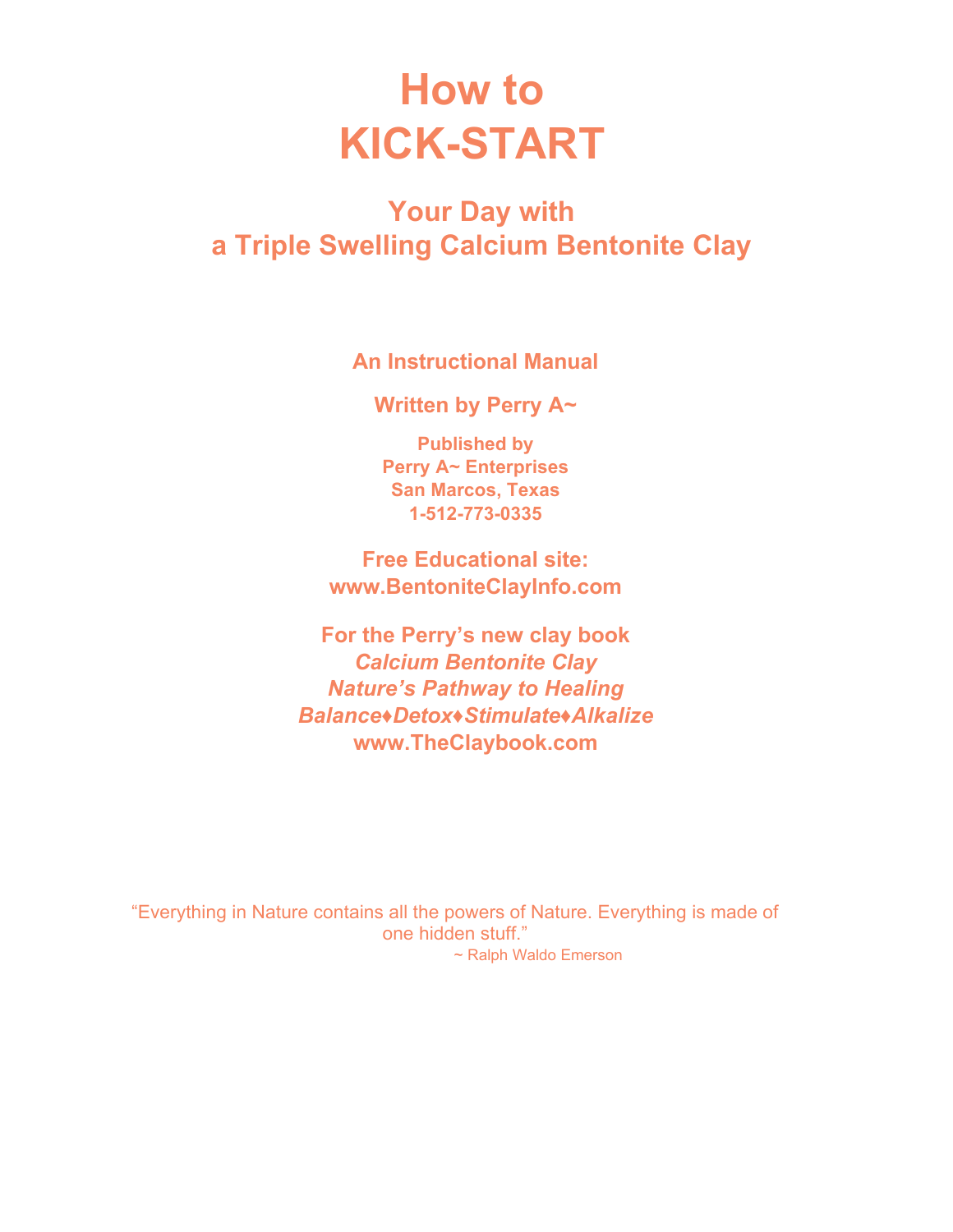# How to KICK-START

## Your Day with a Triple Swelling Calcium Bentonite Clay

**An Instructional Manual**

**Written by Perry A~**

**Published by**
**Perry A~ Enterprises**
**San Marcos, Texas**
**1-512-773-0335**

**Free Educational site:**
**www.BentoniteClayInfo.com**

**For the Perry's new clay book**
***Calcium Bentonite Clay***
***Nature's Pathway to Healing***
***Balance♦Detox♦Stimulate♦Alkalize***
**www.TheClaybook.com**

"Everything in Nature contains all the powers of Nature. Everything is made of one hidden stuff."

~ Ralph Waldo Emerson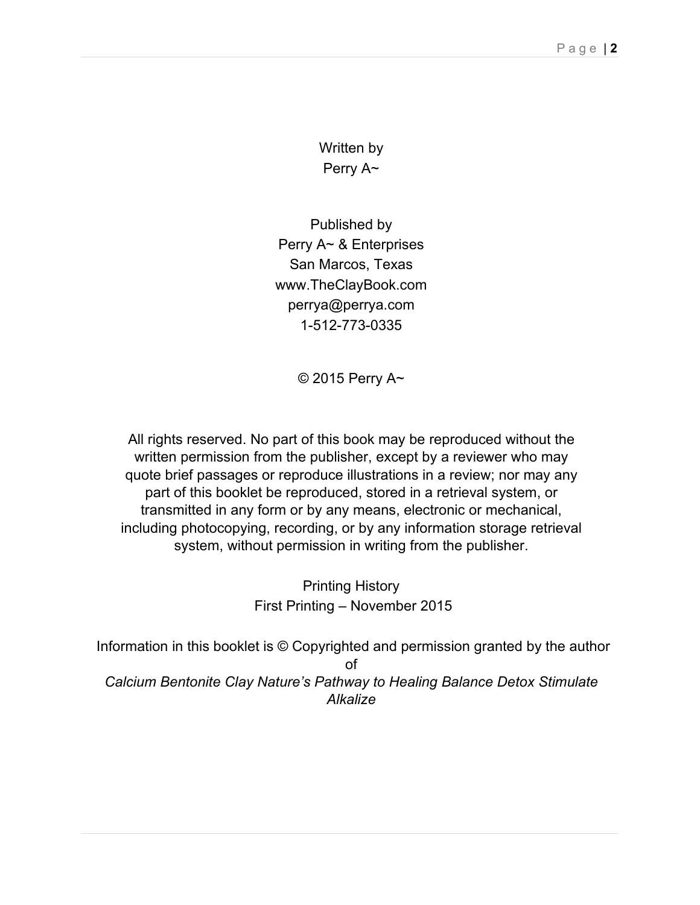Written by
Perry A~

Published by
Perry A~ & Enterprises
San Marcos, Texas
www.TheClayBook.com
perrya@perrya.com
1-512-773-0335

© 2015 Perry A~

All rights reserved. No part of this book may be reproduced without the written permission from the publisher, except by a reviewer who may quote brief passages or reproduce illustrations in a review; nor may any part of this booklet be reproduced, stored in a retrieval system, or transmitted in any form or by any means, electronic or mechanical, including photocopying, recording, or by any information storage retrieval system, without permission in writing from the publisher.

Printing History
First Printing – November 2015

Information in this booklet is © Copyrighted and permission granted by the author of
*Calcium Bentonite Clay Nature's Pathway to Healing Balance Detox Stimulate Alkalize*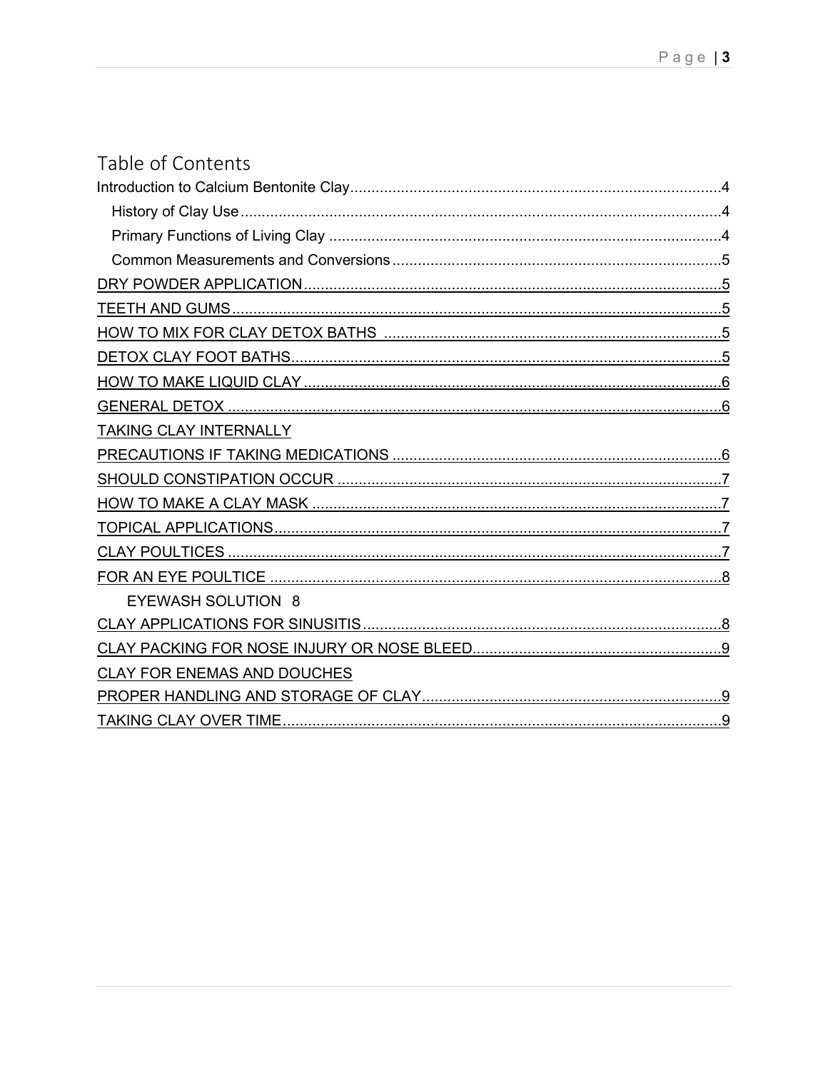## Table of Contents

Introduction to Calcium Bentonite Clay....................................................................................4

- History of Clay Use...............................................................................................................4
- Primary Functions of Living Clay ...........................................................................................4
- Common Measurements and Conversions ...........................................................................5

DRY POWDER APPLICATION...................................................................................................5

TEETH AND GUMS....................................................................................................................5

HOW TO MIX FOR CLAY DETOX BATHS ..............................................................................5

DETOX CLAY FOOT BATHS......................................................................................................5

HOW TO MAKE LIQUID CLAY ..................................................................................................6

GENERAL DETOX .....................................................................................................................6

TAKING CLAY INTERNALLY

PRECAUTIONS IF TAKING MEDICATIONS ..............................................................................6

SHOULD CONSTIPATION OCCUR ............................................................................................7

HOW TO MAKE A CLAY MASK .................................................................................................7

TOPICAL APPLICATIONS...........................................................................................................7

CLAY POULTICES .......................................................................................................................7

FOR AN EYE POULTICE ............................................................................................................8

- EYEWASH SOLUTION 8

CLAY APPLICATIONS FOR SINUSITIS......................................................................................8

CLAY PACKING FOR NOSE INJURY OR NOSE BLEED...........................................................9

CLAY FOR ENEMAS AND DOUCHES

PROPER HANDLING AND STORAGE OF CLAY........................................................................9

TAKING CLAY OVER TIME..........................................................................................................9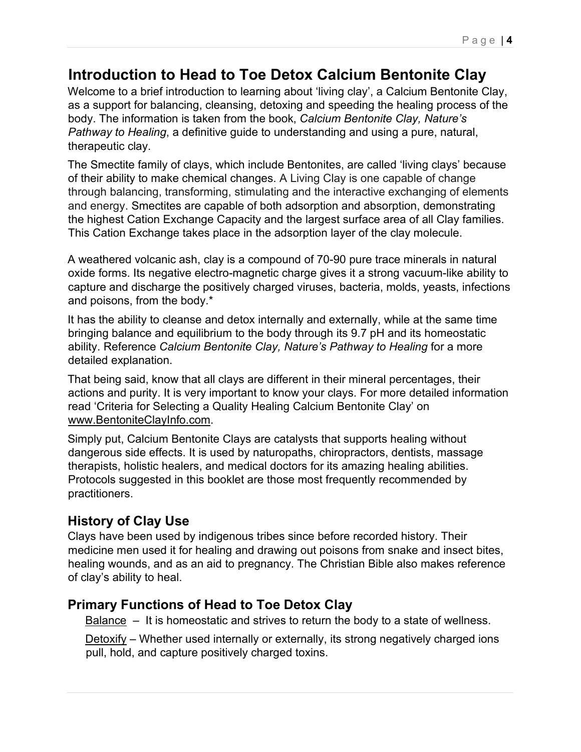# Introduction to Head to Toe Detox Calcium Bentonite Clay

Welcome to a brief introduction to learning about 'living clay', a Calcium Bentonite Clay, as a support for balancing, cleansing, detoxing and speeding the healing process of the body. The information is taken from the book, *Calcium Bentonite Clay, Nature's Pathway to Healing*, a definitive guide to understanding and using a pure, natural, therapeutic clay.

The Smectite family of clays, which include Bentonites, are called 'living clays' because of their ability to make chemical changes. A Living Clay is one capable of change through balancing, transforming, stimulating and the interactive exchanging of elements and energy. Smectites are capable of both adsorption and absorption, demonstrating the highest Cation Exchange Capacity and the largest surface area of all Clay families. This Cation Exchange takes place in the adsorption layer of the clay molecule.

A weathered volcanic ash, clay is a compound of 70-90 pure trace minerals in natural oxide forms. Its negative electro-magnetic charge gives it a strong vacuum-like ability to capture and discharge the positively charged viruses, bacteria, molds, yeasts, infections and poisons, from the body.*

It has the ability to cleanse and detox internally and externally, while at the same time bringing balance and equilibrium to the body through its 9.7 pH and its homeostatic ability. Reference *Calcium Bentonite Clay, Nature's Pathway to Healing* for a more detailed explanation.

That being said, know that all clays are different in their mineral percentages, their actions and purity. It is very important to know your clays. For more detailed information read 'Criteria for Selecting a Quality Healing Calcium Bentonite Clay' on www.BentoniteClayInfo.com.

Simply put, Calcium Bentonite Clays are catalysts that supports healing without dangerous side effects. It is used by naturopaths, chiropractors, dentists, massage therapists, holistic healers, and medical doctors for its amazing healing abilities. Protocols suggested in this booklet are those most frequently recommended by practitioners.

## History of Clay Use

Clays have been used by indigenous tribes since before recorded history. Their medicine men used it for healing and drawing out poisons from snake and insect bites, healing wounds, and as an aid to pregnancy. The Christian Bible also makes reference of clay's ability to heal.

## Primary Functions of Head to Toe Detox Clay

Balance – It is homeostatic and strives to return the body to a state of wellness.

Detoxify – Whether used internally or externally, its strong negatively charged ions pull, hold, and capture positively charged toxins.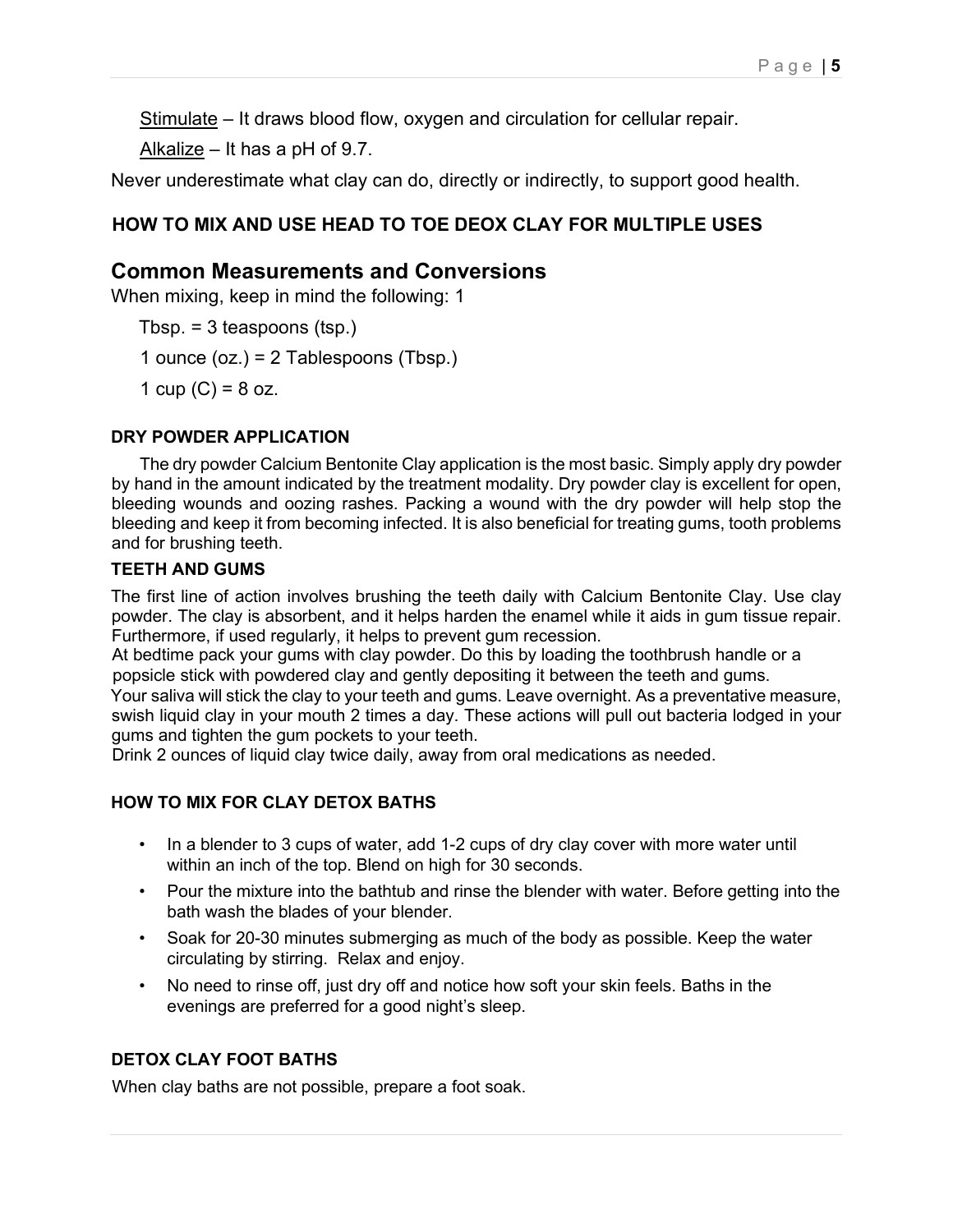Stimulate – It draws blood flow, oxygen and circulation for cellular repair.

Alkalize – It has a pH of 9.7.

Never underestimate what clay can do, directly or indirectly, to support good health.

**HOW TO MIX AND USE HEAD TO TOE DEOX CLAY FOR MULTIPLE USES**

## Common Measurements and Conversions

When mixing, keep in mind the following: 1

Tbsp. = 3 teaspoons (tsp.)

1 ounce (oz.) = 2 Tablespoons (Tbsp.)

1 cup (C) = 8 oz.

### DRY POWDER APPLICATION

The dry powder Calcium Bentonite Clay application is the most basic. Simply apply dry powder by hand in the amount indicated by the treatment modality. Dry powder clay is excellent for open, bleeding wounds and oozing rashes. Packing a wound with the dry powder will help stop the bleeding and keep it from becoming infected. It is also beneficial for treating gums, tooth problems and for brushing teeth.

### TEETH AND GUMS

The first line of action involves brushing the teeth daily with Calcium Bentonite Clay. Use clay powder. The clay is absorbent, and it helps harden the enamel while it aids in gum tissue repair. Furthermore, if used regularly, it helps to prevent gum recession.

At bedtime pack your gums with clay powder. Do this by loading the toothbrush handle or a popsicle stick with powdered clay and gently depositing it between the teeth and gums.

Your saliva will stick the clay to your teeth and gums. Leave overnight. As a preventative measure, swish liquid clay in your mouth 2 times a day. These actions will pull out bacteria lodged in your gums and tighten the gum pockets to your teeth.

Drink 2 ounces of liquid clay twice daily, away from oral medications as needed.

### HOW TO MIX FOR CLAY DETOX BATHS

- In a blender to 3 cups of water, add 1-2 cups of dry clay cover with more water until within an inch of the top. Blend on high for 30 seconds.
- Pour the mixture into the bathtub and rinse the blender with water. Before getting into the bath wash the blades of your blender.
- Soak for 20-30 minutes submerging as much of the body as possible. Keep the water circulating by stirring. Relax and enjoy.
- No need to rinse off, just dry off and notice how soft your skin feels. Baths in the evenings are preferred for a good night's sleep.

### DETOX CLAY FOOT BATHS

When clay baths are not possible, prepare a foot soak.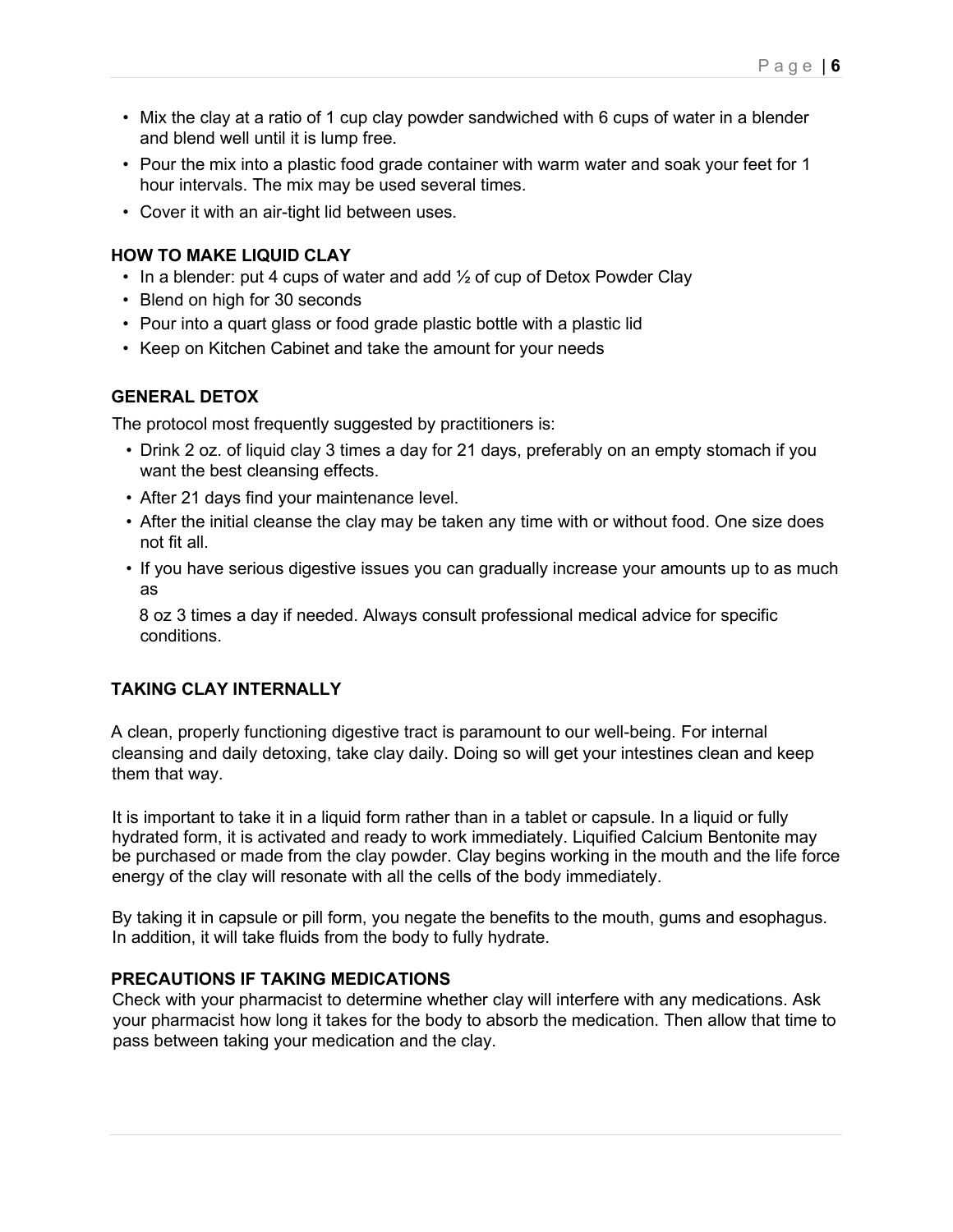- Mix the clay at a ratio of 1 cup clay powder sandwiched with 6 cups of water in a blender and blend well until it is lump free.
- Pour the mix into a plastic food grade container with warm water and soak your feet for 1 hour intervals. The mix may be used several times.
- Cover it with an air-tight lid between uses.

**HOW TO MAKE LIQUID CLAY**

- In a blender: put 4 cups of water and add ½ of cup of Detox Powder Clay
- Blend on high for 30 seconds
- Pour into a quart glass or food grade plastic bottle with a plastic lid
- Keep on Kitchen Cabinet and take the amount for your needs

**GENERAL DETOX**

The protocol most frequently suggested by practitioners is:

- Drink 2 oz. of liquid clay 3 times a day for 21 days, preferably on an empty stomach if you want the best cleansing effects.
- After 21 days find your maintenance level.
- After the initial cleanse the clay may be taken any time with or without food. One size does not fit all.
- If you have serious digestive issues you can gradually increase your amounts up to as much as

  8 oz 3 times a day if needed. Always consult professional medical advice for specific conditions.

**TAKING CLAY INTERNALLY**

A clean, properly functioning digestive tract is paramount to our well-being. For internal cleansing and daily detoxing, take clay daily. Doing so will get your intestines clean and keep them that way.

It is important to take it in a liquid form rather than in a tablet or capsule. In a liquid or fully hydrated form, it is activated and ready to work immediately. Liquified Calcium Bentonite may be purchased or made from the clay powder. Clay begins working in the mouth and the life force energy of the clay will resonate with all the cells of the body immediately.

By taking it in capsule or pill form, you negate the benefits to the mouth, gums and esophagus. In addition, it will take fluids from the body to fully hydrate.

**PRECAUTIONS IF TAKING MEDICATIONS**

Check with your pharmacist to determine whether clay will interfere with any medications. Ask your pharmacist how long it takes for the body to absorb the medication. Then allow that time to pass between taking your medication and the clay.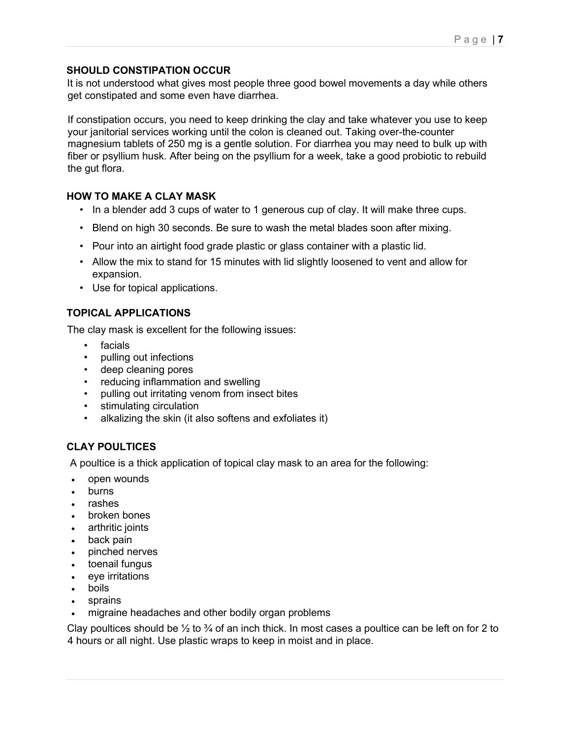## SHOULD CONSTIPATION OCCUR

It is not understood what gives most people three good bowel movements a day while others get constipated and some even have diarrhea.

If constipation occurs, you need to keep drinking the clay and take whatever you use to keep your janitorial services working until the colon is cleaned out. Taking over-the-counter magnesium tablets of 250 mg is a gentle solution. For diarrhea you may need to bulk up with fiber or psyllium husk. After being on the psyllium for a week, take a good probiotic to rebuild the gut flora.

## HOW TO MAKE A CLAY MASK

- In a blender add 3 cups of water to 1 generous cup of clay. It will make three cups.
- Blend on high 30 seconds. Be sure to wash the metal blades soon after mixing.
- Pour into an airtight food grade plastic or glass container with a plastic lid.
- Allow the mix to stand for 15 minutes with lid slightly loosened to vent and allow for expansion.
- Use for topical applications.

## TOPICAL APPLICATIONS

The clay mask is excellent for the following issues:

- facials
- pulling out infections
- deep cleaning pores
- reducing inflammation and swelling
- pulling out irritating venom from insect bites
- stimulating circulation
- alkalizing the skin (it also softens and exfoliates it)

## CLAY POULTICES

A poultice is a thick application of topical clay mask to an area for the following:

- open wounds
- burns
- rashes
- broken bones
- arthritic joints
- back pain
- pinched nerves
- toenail fungus
- eye irritations
- boils
- sprains
- migraine headaches and other bodily organ problems

Clay poultices should be ½ to ¾ of an inch thick. In most cases a poultice can be left on for 2 to 4 hours or all night. Use plastic wraps to keep in moist and in place.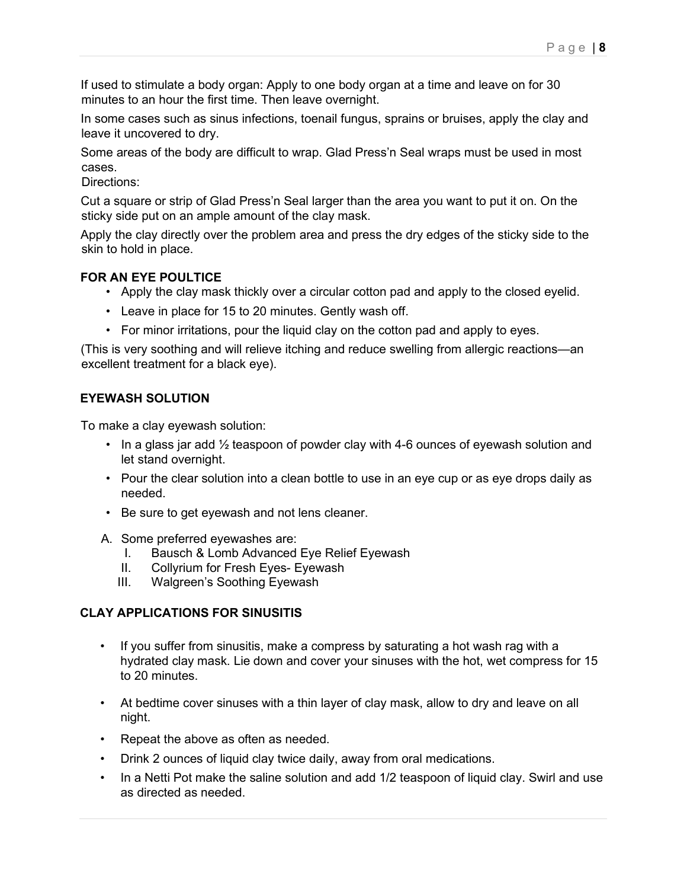If used to stimulate a body organ: Apply to one body organ at a time and leave on for 30 minutes to an hour the first time. Then leave overnight.

In some cases such as sinus infections, toenail fungus, sprains or bruises, apply the clay and leave it uncovered to dry.

Some areas of the body are difficult to wrap. Glad Press'n Seal wraps must be used in most cases.

Directions:

Cut a square or strip of Glad Press'n Seal larger than the area you want to put it on. On the sticky side put on an ample amount of the clay mask.

Apply the clay directly over the problem area and press the dry edges of the sticky side to the skin to hold in place.

**FOR AN EYE POULTICE**

- Apply the clay mask thickly over a circular cotton pad and apply to the closed eyelid.
- Leave in place for 15 to 20 minutes. Gently wash off.
- For minor irritations, pour the liquid clay on the cotton pad and apply to eyes.

(This is very soothing and will relieve itching and reduce swelling from allergic reactions—an excellent treatment for a black eye).

**EYEWASH SOLUTION**

To make a clay eyewash solution:

- In a glass jar add ½ teaspoon of powder clay with 4-6 ounces of eyewash solution and let stand overnight.
- Pour the clear solution into a clean bottle to use in an eye cup or as eye drops daily as needed.
- Be sure to get eyewash and not lens cleaner.

A. Some preferred eyewashes are:
   I. Bausch & Lomb Advanced Eye Relief Eyewash
   II. Collyrium for Fresh Eyes- Eyewash
   III. Walgreen's Soothing Eyewash

**CLAY APPLICATIONS FOR SINUSITIS**

- If you suffer from sinusitis, make a compress by saturating a hot wash rag with a hydrated clay mask. Lie down and cover your sinuses with the hot, wet compress for 15 to 20 minutes.
- At bedtime cover sinuses with a thin layer of clay mask, allow to dry and leave on all night.
- Repeat the above as often as needed.
- Drink 2 ounces of liquid clay twice daily, away from oral medications.
- In a Netti Pot make the saline solution and add 1/2 teaspoon of liquid clay. Swirl and use as directed as needed.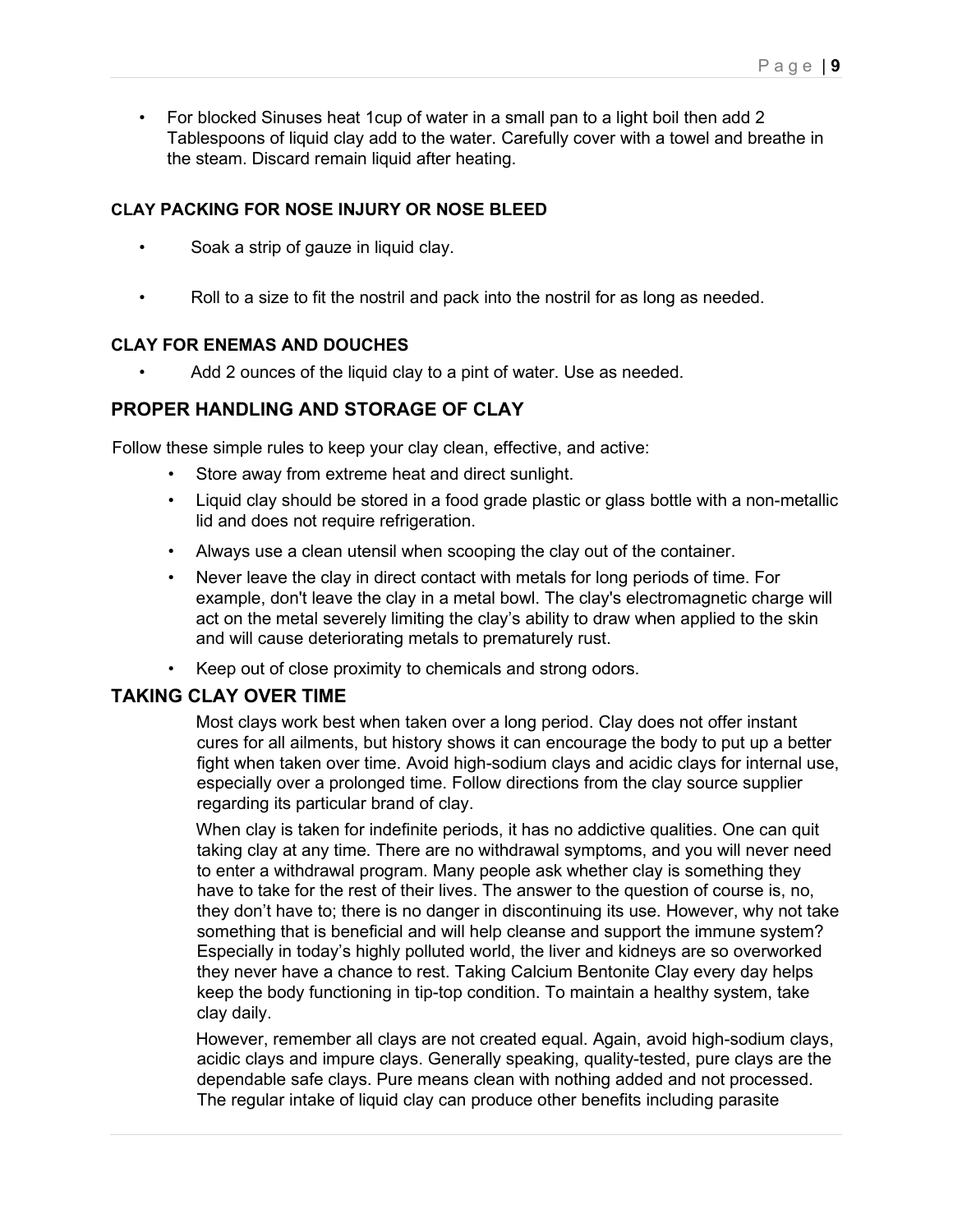- For blocked Sinuses heat 1cup of water in a small pan to a light boil then add 2 Tablespoons of liquid clay add to the water. Carefully cover with a towel and breathe in the steam. Discard remain liquid after heating.

#### CLAY PACKING FOR NOSE INJURY OR NOSE BLEED

- Soak a strip of gauze in liquid clay.
- Roll to a size to fit the nostril and pack into the nostril for as long as needed.

#### CLAY FOR ENEMAS AND DOUCHES

- Add 2 ounces of the liquid clay to a pint of water. Use as needed.

### PROPER HANDLING AND STORAGE OF CLAY

Follow these simple rules to keep your clay clean, effective, and active:

- Store away from extreme heat and direct sunlight.
- Liquid clay should be stored in a food grade plastic or glass bottle with a non-metallic lid and does not require refrigeration.
- Always use a clean utensil when scooping the clay out of the container.
- Never leave the clay in direct contact with metals for long periods of time. For example, don't leave the clay in a metal bowl. The clay's electromagnetic charge will act on the metal severely limiting the clay's ability to draw when applied to the skin and will cause deteriorating metals to prematurely rust.
- Keep out of close proximity to chemicals and strong odors.

### TAKING CLAY OVER TIME

Most clays work best when taken over a long period. Clay does not offer instant cures for all ailments, but history shows it can encourage the body to put up a better fight when taken over time. Avoid high-sodium clays and acidic clays for internal use, especially over a prolonged time. Follow directions from the clay source supplier regarding its particular brand of clay.

When clay is taken for indefinite periods, it has no addictive qualities. One can quit taking clay at any time. There are no withdrawal symptoms, and you will never need to enter a withdrawal program. Many people ask whether clay is something they have to take for the rest of their lives. The answer to the question of course is, no, they don't have to; there is no danger in discontinuing its use. However, why not take something that is beneficial and will help cleanse and support the immune system? Especially in today's highly polluted world, the liver and kidneys are so overworked they never have a chance to rest. Taking Calcium Bentonite Clay every day helps keep the body functioning in tip-top condition. To maintain a healthy system, take clay daily.

However, remember all clays are not created equal. Again, avoid high-sodium clays, acidic clays and impure clays. Generally speaking, quality-tested, pure clays are the dependable safe clays. Pure means clean with nothing added and not processed. The regular intake of liquid clay can produce other benefits including parasite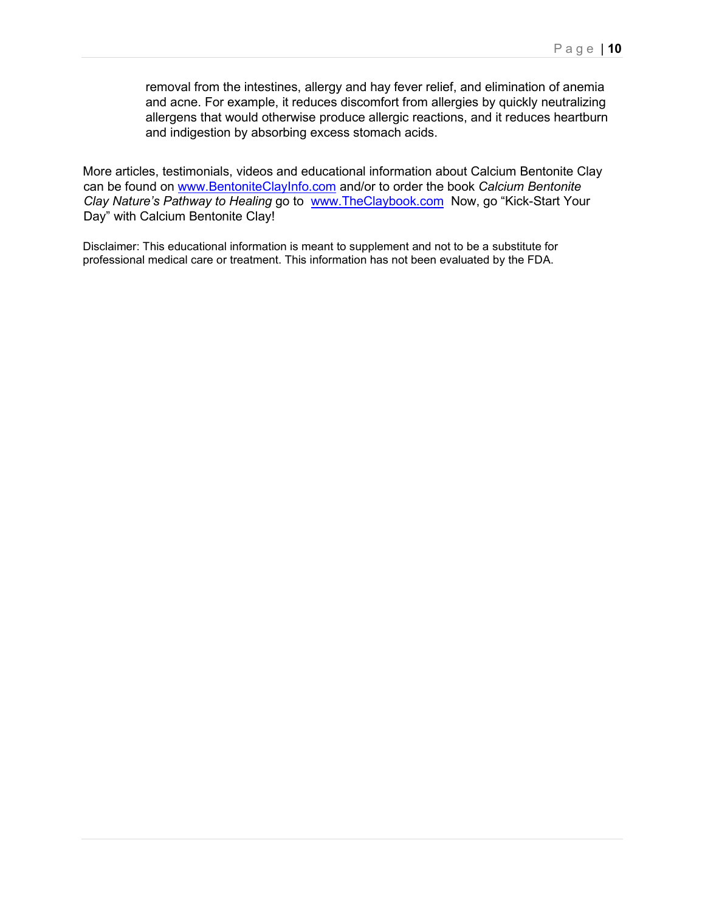removal from the intestines, allergy and hay fever relief, and elimination of anemia and acne. For example, it reduces discomfort from allergies by quickly neutralizing allergens that would otherwise produce allergic reactions, and it reduces heartburn and indigestion by absorbing excess stomach acids.

More articles, testimonials, videos and educational information about Calcium Bentonite Clay can be found on www.BentoniteClayInfo.com and/or to order the book *Calcium Bentonite Clay Nature's Pathway to Healing* go to www.TheClaybook.com Now, go "Kick-Start Your Day" with Calcium Bentonite Clay!

Disclaimer: This educational information is meant to supplement and not to be a substitute for professional medical care or treatment. This information has not been evaluated by the FDA.